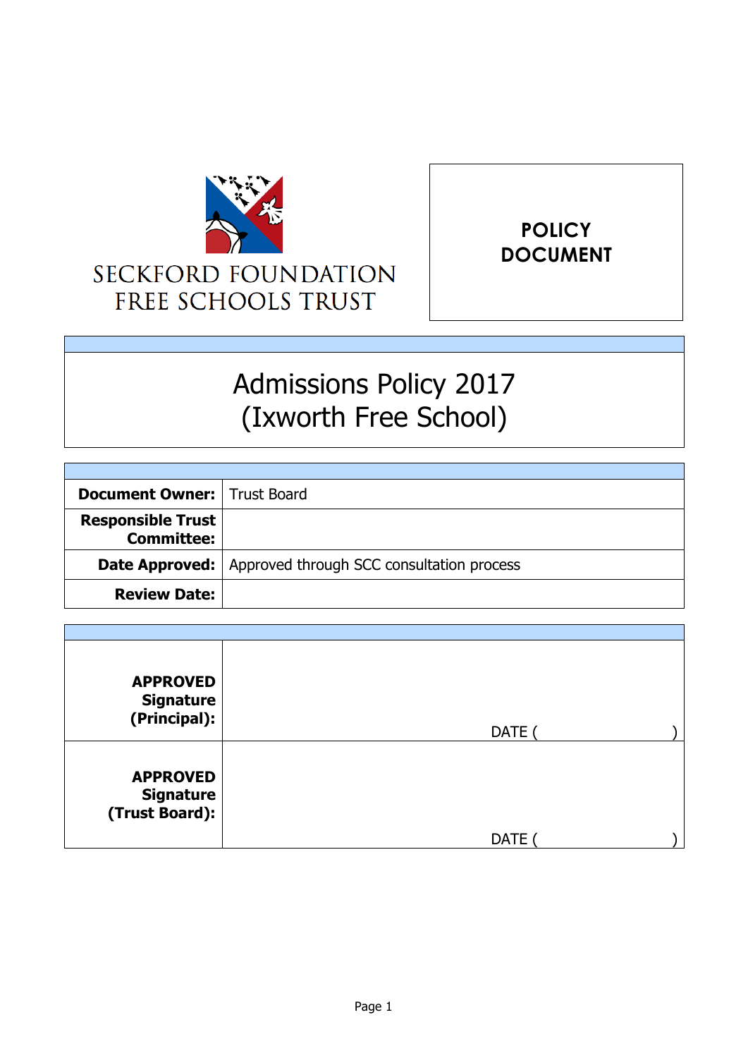SECKFORD FOUNDATION
FREE SCHOOLS TRUST

**POLICY DOCUMENT**

# Admissions Policy 2017 (Ixworth Free School)

| | |
|---|---|
| **Document Owner:** | Trust Board |
| **Responsible Trust Committee:** | |
| **Date Approved:** | Approved through SCC consultation process |
| **Review Date:** | |

| | |
|---|---|
| **APPROVED Signature (Principal):** | DATE (                    ) |
| **APPROVED Signature (Trust Board):** | DATE (                    ) |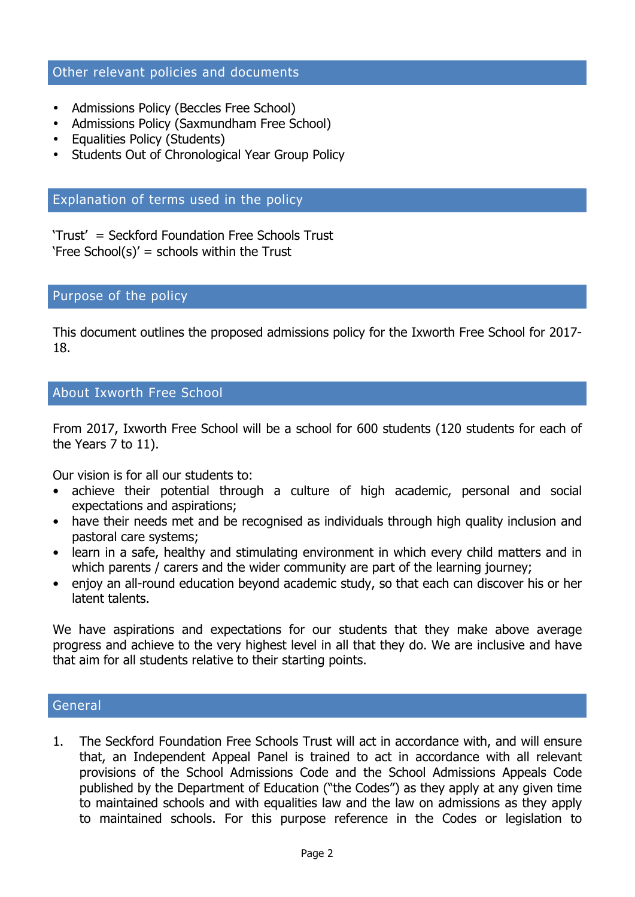## Other relevant policies and documents

- Admissions Policy (Beccles Free School)
- Admissions Policy (Saxmundham Free School)
- Equalities Policy (Students)
- Students Out of Chronological Year Group Policy

## Explanation of terms used in the policy

'Trust' = Seckford Foundation Free Schools Trust
'Free School(s)' = schools within the Trust

## Purpose of the policy

This document outlines the proposed admissions policy for the Ixworth Free School for 2017-18.

## About Ixworth Free School

From 2017, Ixworth Free School will be a school for 600 students (120 students for each of the Years 7 to 11).

Our vision is for all our students to:

- achieve their potential through a culture of high academic, personal and social expectations and aspirations;
- have their needs met and be recognised as individuals through high quality inclusion and pastoral care systems;
- learn in a safe, healthy and stimulating environment in which every child matters and in which parents / carers and the wider community are part of the learning journey;
- enjoy an all-round education beyond academic study, so that each can discover his or her latent talents.

We have aspirations and expectations for our students that they make above average progress and achieve to the very highest level in all that they do. We are inclusive and have that aim for all students relative to their starting points.

## General

1. The Seckford Foundation Free Schools Trust will act in accordance with, and will ensure that, an Independent Appeal Panel is trained to act in accordance with all relevant provisions of the School Admissions Code and the School Admissions Appeals Code published by the Department of Education ("the Codes") as they apply at any given time to maintained schools and with equalities law and the law on admissions as they apply to maintained schools. For this purpose reference in the Codes or legislation to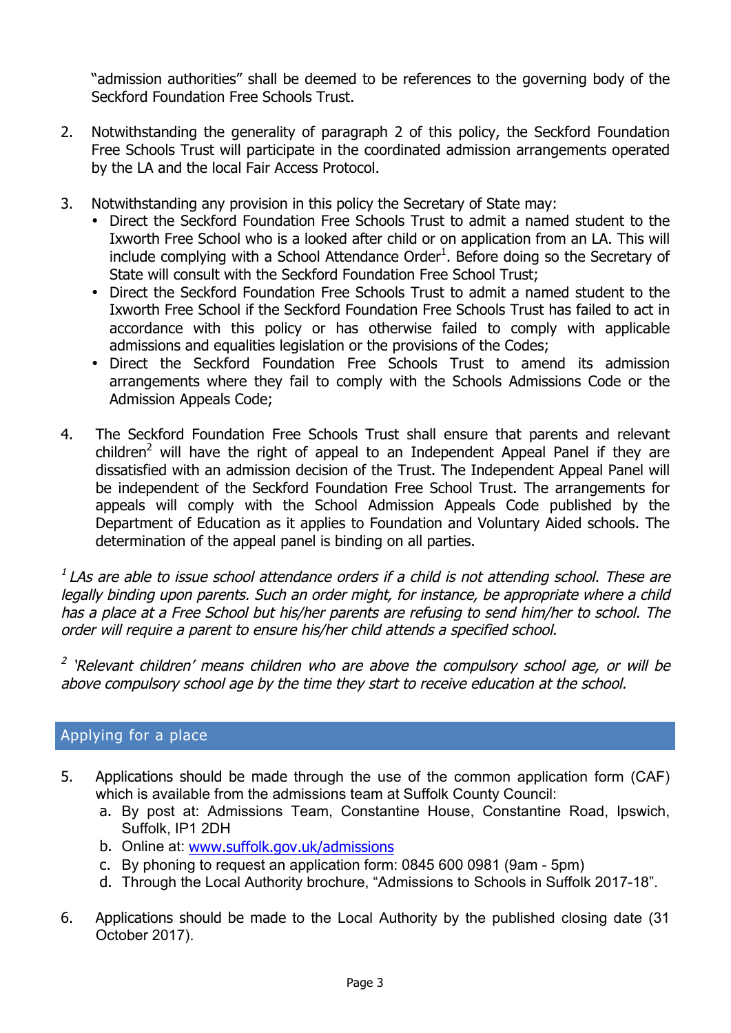"admission authorities" shall be deemed to be references to the governing body of the Seckford Foundation Free Schools Trust.

2. Notwithstanding the generality of paragraph 2 of this policy, the Seckford Foundation Free Schools Trust will participate in the coordinated admission arrangements operated by the LA and the local Fair Access Protocol.

3. Notwithstanding any provision in this policy the Secretary of State may:
   - Direct the Seckford Foundation Free Schools Trust to admit a named student to the Ixworth Free School who is a looked after child or on application from an LA. This will include complying with a School Attendance Order[1]. Before doing so the Secretary of State will consult with the Seckford Foundation Free School Trust;
   - Direct the Seckford Foundation Free Schools Trust to admit a named student to the Ixworth Free School if the Seckford Foundation Free Schools Trust has failed to act in accordance with this policy or has otherwise failed to comply with applicable admissions and equalities legislation or the provisions of the Codes;
   - Direct the Seckford Foundation Free Schools Trust to amend its admission arrangements where they fail to comply with the Schools Admissions Code or the Admission Appeals Code;

4. The Seckford Foundation Free Schools Trust shall ensure that parents and relevant children[2] will have the right of appeal to an Independent Appeal Panel if they are dissatisfied with an admission decision of the Trust. The Independent Appeal Panel will be independent of the Seckford Foundation Free School Trust. The arrangements for appeals will comply with the School Admission Appeals Code published by the Department of Education as it applies to Foundation and Voluntary Aided schools. The determination of the appeal panel is binding on all parties.

*[1] LAs are able to issue school attendance orders if a child is not attending school. These are legally binding upon parents. Such an order might, for instance, be appropriate where a child has a place at a Free School but his/her parents are refusing to send him/her to school. The order will require a parent to ensure his/her child attends a specified school.*

*[2] 'Relevant children' means children who are above the compulsory school age, or will be above compulsory school age by the time they start to receive education at the school.*

## Applying for a place

5. Applications should be made through the use of the common application form (CAF) which is available from the admissions team at Suffolk County Council:
   a. By post at: Admissions Team, Constantine House, Constantine Road, Ipswich, Suffolk, IP1 2DH
   b. Online at: www.suffolk.gov.uk/admissions
   c. By phoning to request an application form: 0845 600 0981 (9am - 5pm)
   d. Through the Local Authority brochure, "Admissions to Schools in Suffolk 2017-18".

6. Applications should be made to the Local Authority by the published closing date (31 October 2017).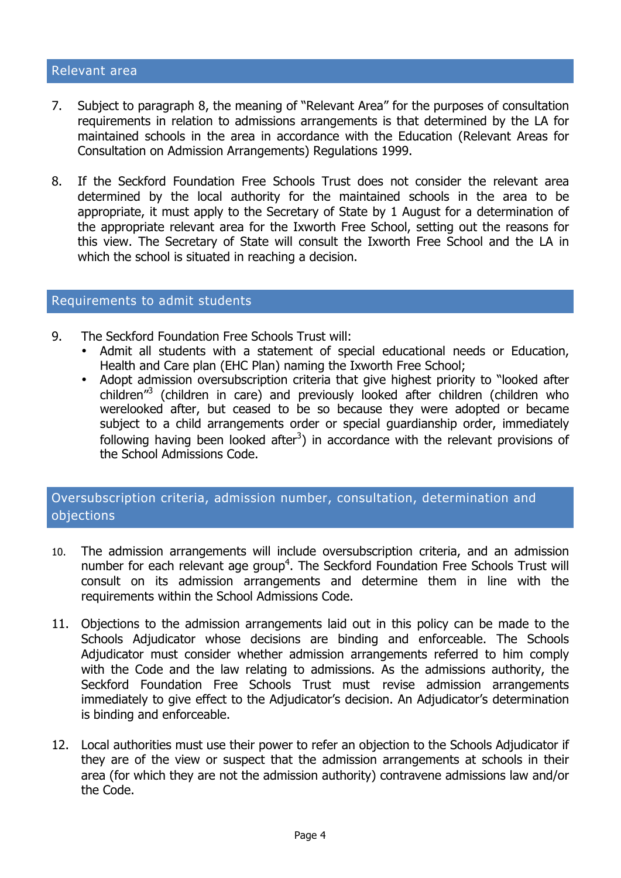## Relevant area

7. Subject to paragraph 8, the meaning of "Relevant Area" for the purposes of consultation requirements in relation to admissions arrangements is that determined by the LA for maintained schools in the area in accordance with the Education (Relevant Areas for Consultation on Admission Arrangements) Regulations 1999.

8. If the Seckford Foundation Free Schools Trust does not consider the relevant area determined by the local authority for the maintained schools in the area to be appropriate, it must apply to the Secretary of State by 1 August for a determination of the appropriate relevant area for the Ixworth Free School, setting out the reasons for this view. The Secretary of State will consult the Ixworth Free School and the LA in which the school is situated in reaching a decision.

## Requirements to admit students

9. The Seckford Foundation Free Schools Trust will:
   - Admit all students with a statement of special educational needs or Education, Health and Care plan (EHC Plan) naming the Ixworth Free School;
   - Adopt admission oversubscription criteria that give highest priority to "looked after children"[3] (children in care) and previously looked after children (children who werelooked after, but ceased to be so because they were adopted or became subject to a child arrangements order or special guardianship order, immediately following having been looked after[3]) in accordance with the relevant provisions of the School Admissions Code.

## Oversubscription criteria, admission number, consultation, determination and objections

10. The admission arrangements will include oversubscription criteria, and an admission number for each relevant age group[4]. The Seckford Foundation Free Schools Trust will consult on its admission arrangements and determine them in line with the requirements within the School Admissions Code.

11. Objections to the admission arrangements laid out in this policy can be made to the Schools Adjudicator whose decisions are binding and enforceable. The Schools Adjudicator must consider whether admission arrangements referred to him comply with the Code and the law relating to admissions. As the admissions authority, the Seckford Foundation Free Schools Trust must revise admission arrangements immediately to give effect to the Adjudicator's decision. An Adjudicator's determination is binding and enforceable.

12. Local authorities must use their power to refer an objection to the Schools Adjudicator if they are of the view or suspect that the admission arrangements at schools in their area (for which they are not the admission authority) contravene admissions law and/or the Code.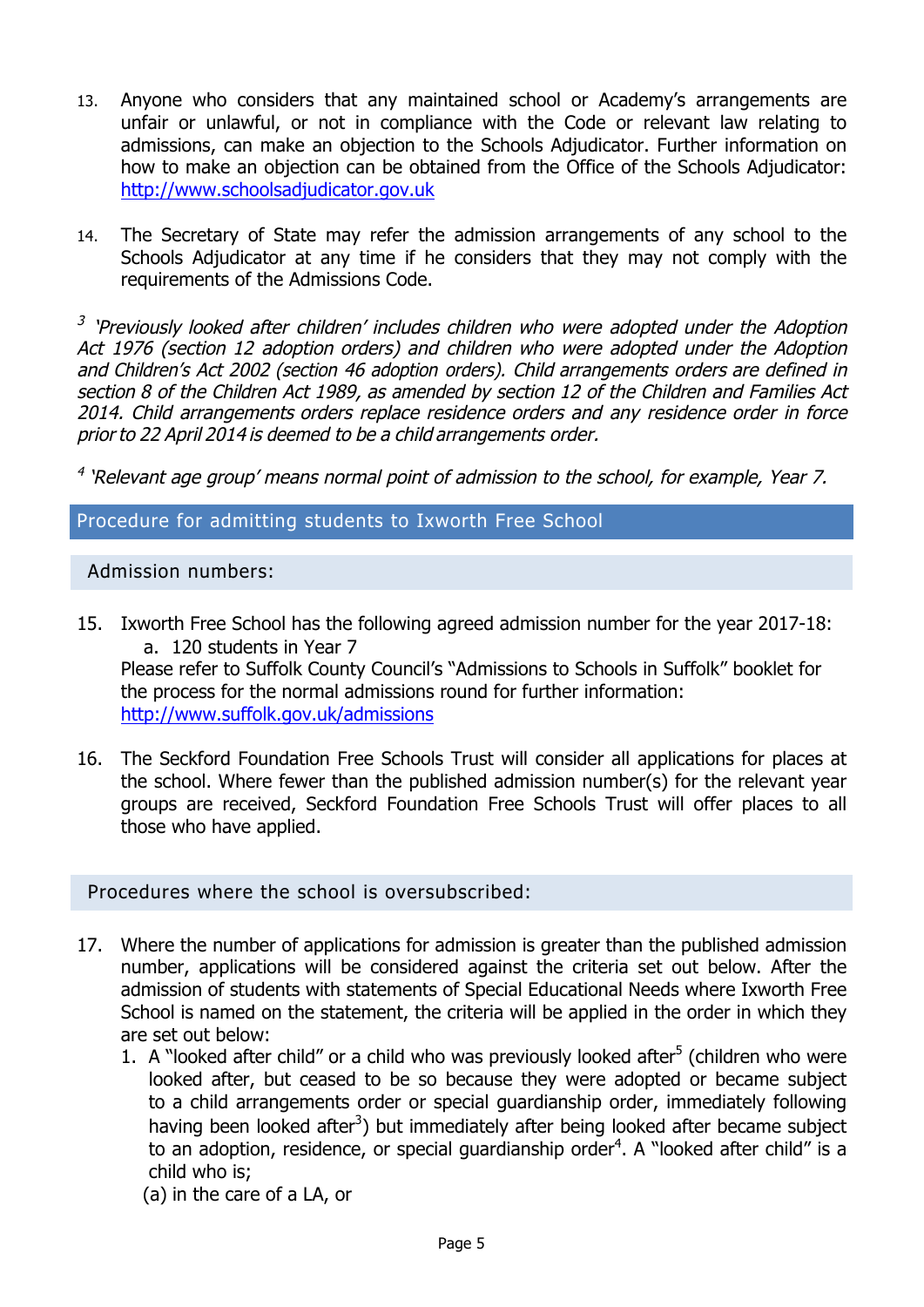13. Anyone who considers that any maintained school or Academy's arrangements are unfair or unlawful, or not in compliance with the Code or relevant law relating to admissions, can make an objection to the Schools Adjudicator. Further information on how to make an objection can be obtained from the Office of the Schools Adjudicator: http://www.schoolsadjudicator.gov.uk

14. The Secretary of State may refer the admission arrangements of any school to the Schools Adjudicator at any time if he considers that they may not comply with the requirements of the Admissions Code.

[3] *'Previously looked after children' includes children who were adopted under the Adoption Act 1976 (section 12 adoption orders) and children who were adopted under the Adoption and Children's Act 2002 (section 46 adoption orders). Child arrangements orders are defined in section 8 of the Children Act 1989, as amended by section 12 of the Children and Families Act 2014. Child arrangements orders replace residence orders and any residence order in force prior to 22 April 2014 is deemed to be a child arrangements order.*

[4] *'Relevant age group' means normal point of admission to the school, for example, Year 7.*

## Procedure for admitting students to Ixworth Free School

### Admission numbers:

15. Ixworth Free School has the following agreed admission number for the year 2017-18:
    a. 120 students in Year 7

    Please refer to Suffolk County Council's "Admissions to Schools in Suffolk" booklet for the process for the normal admissions round for further information: http://www.suffolk.gov.uk/admissions

16. The Seckford Foundation Free Schools Trust will consider all applications for places at the school. Where fewer than the published admission number(s) for the relevant year groups are received, Seckford Foundation Free Schools Trust will offer places to all those who have applied.

### Procedures where the school is oversubscribed:

17. Where the number of applications for admission is greater than the published admission number, applications will be considered against the criteria set out below. After the admission of students with statements of Special Educational Needs where Ixworth Free School is named on the statement, the criteria will be applied in the order in which they are set out below:
    1. A "looked after child" or a child who was previously looked after[5] (children who were looked after, but ceased to be so because they were adopted or became subject to a child arrangements order or special guardianship order, immediately following having been looked after[3]) but immediately after being looked after became subject to an adoption, residence, or special guardianship order[4]. A "looked after child" is a child who is;

       (a) in the care of a LA, or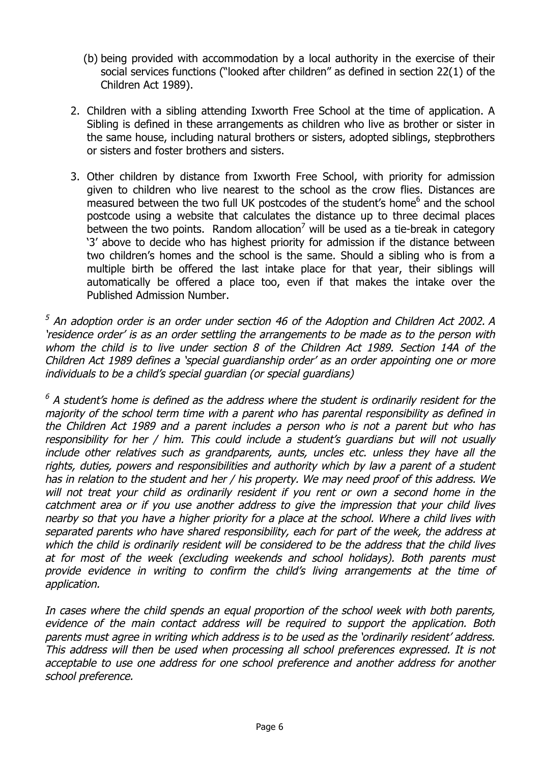(b) being provided with accommodation by a local authority in the exercise of their social services functions ("looked after children" as defined in section 22(1) of the Children Act 1989).

2. Children with a sibling attending Ixworth Free School at the time of application. A Sibling is defined in these arrangements as children who live as brother or sister in the same house, including natural brothers or sisters, adopted siblings, stepbrothers or sisters and foster brothers and sisters.

3. Other children by distance from Ixworth Free School, with priority for admission given to children who live nearest to the school as the crow flies. Distances are measured between the two full UK postcodes of the student's home[6] and the school postcode using a website that calculates the distance up to three decimal places between the two points. Random allocation[7] will be used as a tie-break in category '3' above to decide who has highest priority for admission if the distance between two children's homes and the school is the same. Should a sibling who is from a multiple birth be offered the last intake place for that year, their siblings will automatically be offered a place too, even if that makes the intake over the Published Admission Number.

*[5] An adoption order is an order under section 46 of the Adoption and Children Act 2002. A 'residence order' is as an order settling the arrangements to be made as to the person with whom the child is to live under section 8 of the Children Act 1989. Section 14A of the Children Act 1989 defines a 'special guardianship order' as an order appointing one or more individuals to be a child's special guardian (or special guardians)*

*[6] A student's home is defined as the address where the student is ordinarily resident for the majority of the school term time with a parent who has parental responsibility as defined in the Children Act 1989 and a parent includes a person who is not a parent but who has responsibility for her / him. This could include a student's guardians but will not usually include other relatives such as grandparents, aunts, uncles etc. unless they have all the rights, duties, powers and responsibilities and authority which by law a parent of a student has in relation to the student and her / his property. We may need proof of this address. We will not treat your child as ordinarily resident if you rent or own a second home in the catchment area or if you use another address to give the impression that your child lives nearby so that you have a higher priority for a place at the school. Where a child lives with separated parents who have shared responsibility, each for part of the week, the address at which the child is ordinarily resident will be considered to be the address that the child lives at for most of the week (excluding weekends and school holidays). Both parents must provide evidence in writing to confirm the child's living arrangements at the time of application.*

*In cases where the child spends an equal proportion of the school week with both parents, evidence of the main contact address will be required to support the application. Both parents must agree in writing which address is to be used as the 'ordinarily resident' address. This address will then be used when processing all school preferences expressed. It is not acceptable to use one address for one school preference and another address for another school preference.*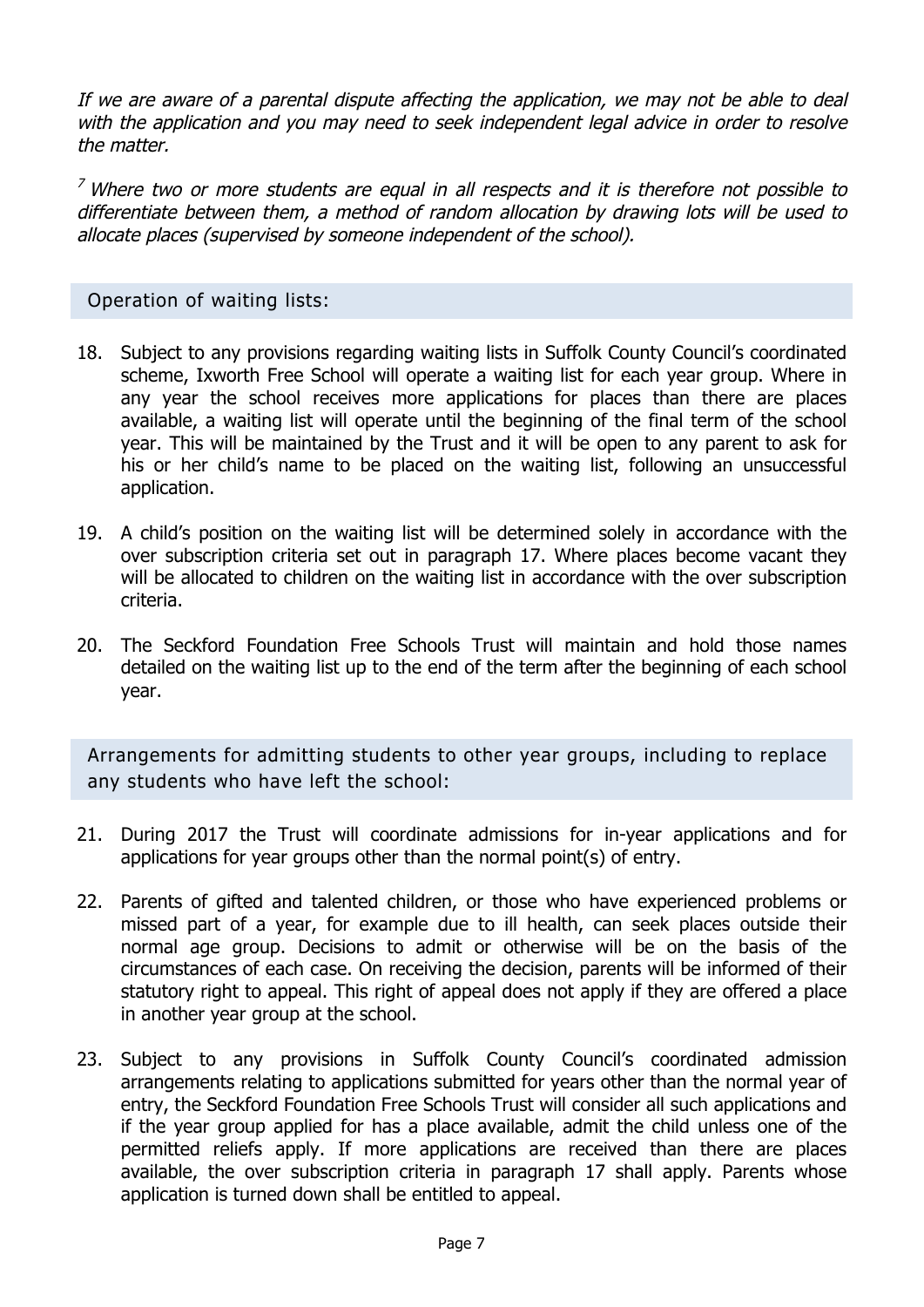*If we are aware of a parental dispute affecting the application, we may not be able to deal with the application and you may need to seek independent legal advice in order to resolve the matter.*

[7] *Where two or more students are equal in all respects and it is therefore not possible to differentiate between them, a method of random allocation by drawing lots will be used to allocate places (supervised by someone independent of the school).*

## Operation of waiting lists:

18. Subject to any provisions regarding waiting lists in Suffolk County Council's coordinated scheme, Ixworth Free School will operate a waiting list for each year group. Where in any year the school receives more applications for places than there are places available, a waiting list will operate until the beginning of the final term of the school year. This will be maintained by the Trust and it will be open to any parent to ask for his or her child's name to be placed on the waiting list, following an unsuccessful application.

19. A child's position on the waiting list will be determined solely in accordance with the over subscription criteria set out in paragraph 17. Where places become vacant they will be allocated to children on the waiting list in accordance with the over subscription criteria.

20. The Seckford Foundation Free Schools Trust will maintain and hold those names detailed on the waiting list up to the end of the term after the beginning of each school year.

## Arrangements for admitting students to other year groups, including to replace any students who have left the school:

21. During 2017 the Trust will coordinate admissions for in-year applications and for applications for year groups other than the normal point(s) of entry.

22. Parents of gifted and talented children, or those who have experienced problems or missed part of a year, for example due to ill health, can seek places outside their normal age group. Decisions to admit or otherwise will be on the basis of the circumstances of each case. On receiving the decision, parents will be informed of their statutory right to appeal. This right of appeal does not apply if they are offered a place in another year group at the school.

23. Subject to any provisions in Suffolk County Council's coordinated admission arrangements relating to applications submitted for years other than the normal year of entry, the Seckford Foundation Free Schools Trust will consider all such applications and if the year group applied for has a place available, admit the child unless one of the permitted reliefs apply. If more applications are received than there are places available, the over subscription criteria in paragraph 17 shall apply. Parents whose application is turned down shall be entitled to appeal.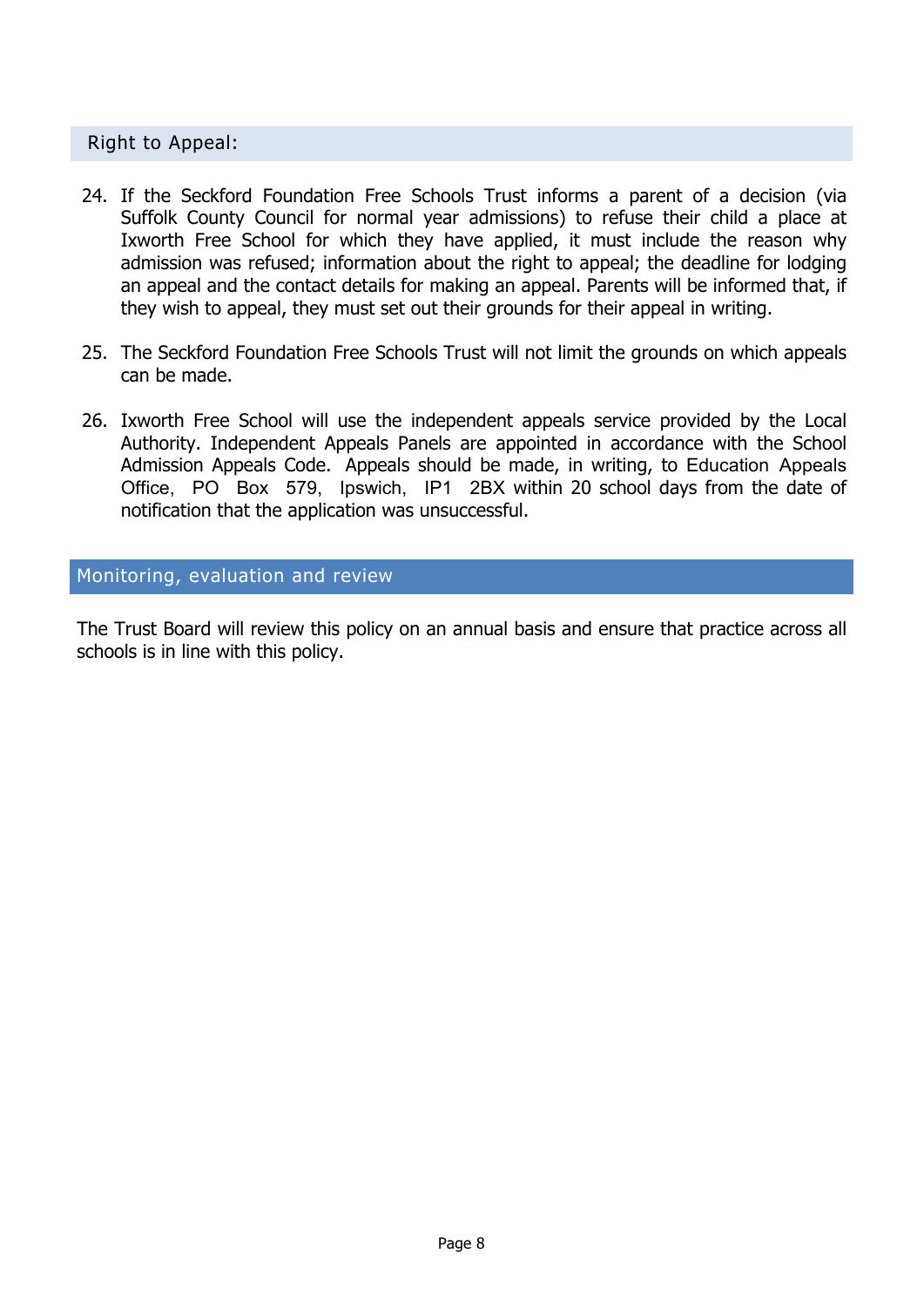## Right to Appeal:

24. If the Seckford Foundation Free Schools Trust informs a parent of a decision (via Suffolk County Council for normal year admissions) to refuse their child a place at Ixworth Free School for which they have applied, it must include the reason why admission was refused; information about the right to appeal; the deadline for lodging an appeal and the contact details for making an appeal. Parents will be informed that, if they wish to appeal, they must set out their grounds for their appeal in writing.

25. The Seckford Foundation Free Schools Trust will not limit the grounds on which appeals can be made.

26. Ixworth Free School will use the independent appeals service provided by the Local Authority. Independent Appeals Panels are appointed in accordance with the School Admission Appeals Code. Appeals should be made, in writing, to Education Appeals Office, PO Box 579, Ipswich, IP1 2BX within 20 school days from the date of notification that the application was unsuccessful.

## Monitoring, evaluation and review

The Trust Board will review this policy on an annual basis and ensure that practice across all schools is in line with this policy.